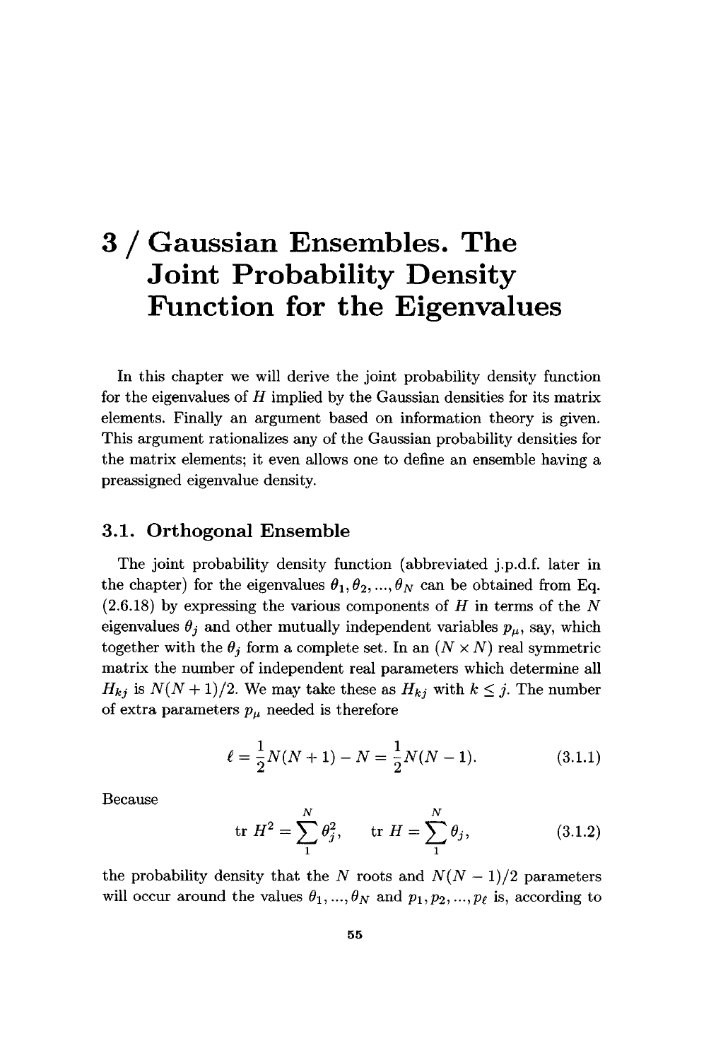# 3 / Gaussian Ensembles. The Joint Probability Density Function for the Eigenvalues

In this chapter we will derive the joint probability density function for the eigenvalues of $H$ implied by the Gaussian densities for its matrix elements. Finally an argument based on information theory is given. This argument rationalizes any of the Gaussian probability densities for the matrix elements; it even allows one to define an ensemble having a preassigned eigenvalue density.

## 3.1. Orthogonal Ensemble

The joint probability density function (abbreviated j.p.d.f. later in the chapter) for the eigenvalues $\theta_1, \theta_2, ..., \theta_N$ can be obtained from Eq. (2.6.18) by expressing the various components of $H$ in terms of the $N$ eigenvalues $\theta_j$ and other mutually independent variables $p_\mu$, say, which together with the $\theta_j$ form a complete set. In an $(N \times N)$ real symmetric matrix the number of independent real parameters which determine all $H_{kj}$ is $N(N+1)/2$. We may take these as $H_{kj}$ with $k \leq j$. The number of extra parameters $p_\mu$ needed is therefore

$$\ell = \frac{1}{2}N(N+1) - N = \frac{1}{2}N(N-1). \tag{3.1.1}$$

Because

$$\text{tr } H^2 = \sum_1^N \theta_j^2, \qquad \text{tr } H = \sum_1^N \theta_j, \tag{3.1.2}$$

the probability density that the $N$ roots and $N(N-1)/2$ parameters will occur around the values $\theta_1, ..., \theta_N$ and $p_1, p_2, ..., p_\ell$ is, according to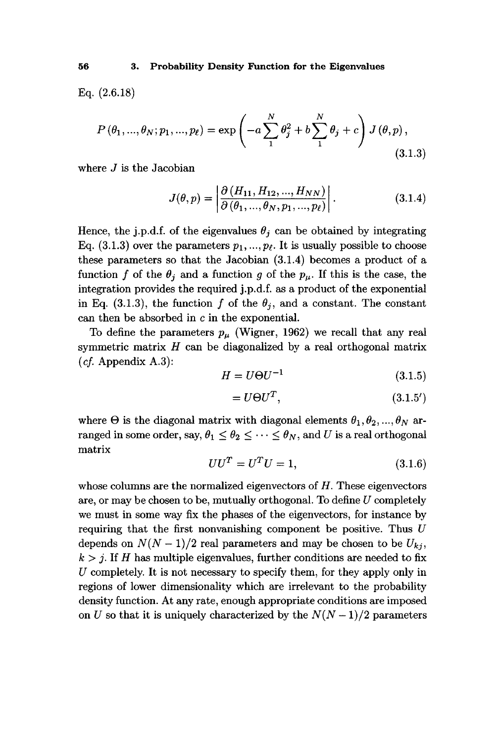Eq. (2.6.18)

$$P(\theta_1, ..., \theta_N; p_1, ..., p_\ell) = \exp\left(-a\sum_1^N \theta_j^2 + b\sum_1^N \theta_j + c\right) J(\theta, p), \tag{3.1.3}$$

where $J$ is the Jacobian

$$J(\theta, p) = \left| \frac{\partial (H_{11}, H_{12}, ..., H_{NN})}{\partial (\theta_1, ..., \theta_N, p_1, ..., p_\ell)} \right|. \tag{3.1.4}$$

Hence, the j.p.d.f. of the eigenvalues $\theta_j$ can be obtained by integrating Eq. (3.1.3) over the parameters $p_1, ..., p_\ell$. It is usually possible to choose these parameters so that the Jacobian (3.1.4) becomes a product of a function $f$ of the $\theta_j$ and a function $g$ of the $p_\mu$. If this is the case, the integration provides the required j.p.d.f. as a product of the exponential in Eq. (3.1.3), the function $f$ of the $\theta_j$, and a constant. The constant can then be absorbed in $c$ in the exponential.

To define the parameters $p_\mu$ (Wigner, 1962) we recall that any real symmetric matrix $H$ can be diagonalized by a real orthogonal matrix (*cf.* Appendix A.3):

$$H = U\Theta U^{-1} \tag{3.1.5}$$

$$= U\Theta U^T, \tag{3.1.5'}$$

where $\Theta$ is the diagonal matrix with diagonal elements $\theta_1, \theta_2, ..., \theta_N$ arranged in some order, say, $\theta_1 \leq \theta_2 \leq \cdots \leq \theta_N$, and $U$ is a real orthogonal matrix

$$UU^T = U^T U = 1, \tag{3.1.6}$$

whose columns are the normalized eigenvectors of $H$. These eigenvectors are, or may be chosen to be, mutually orthogonal. To define $U$ completely we must in some way fix the phases of the eigenvectors, for instance by requiring that the first nonvanishing component be positive. Thus $U$ depends on $N(N-1)/2$ real parameters and may be chosen to be $U_{kj}$, $k > j$. If $H$ has multiple eigenvalues, further conditions are needed to fix $U$ completely. It is not necessary to specify them, for they apply only in regions of lower dimensionality which are irrelevant to the probability density function. At any rate, enough appropriate conditions are imposed on $U$ so that it is uniquely characterized by the $N(N-1)/2$ parameters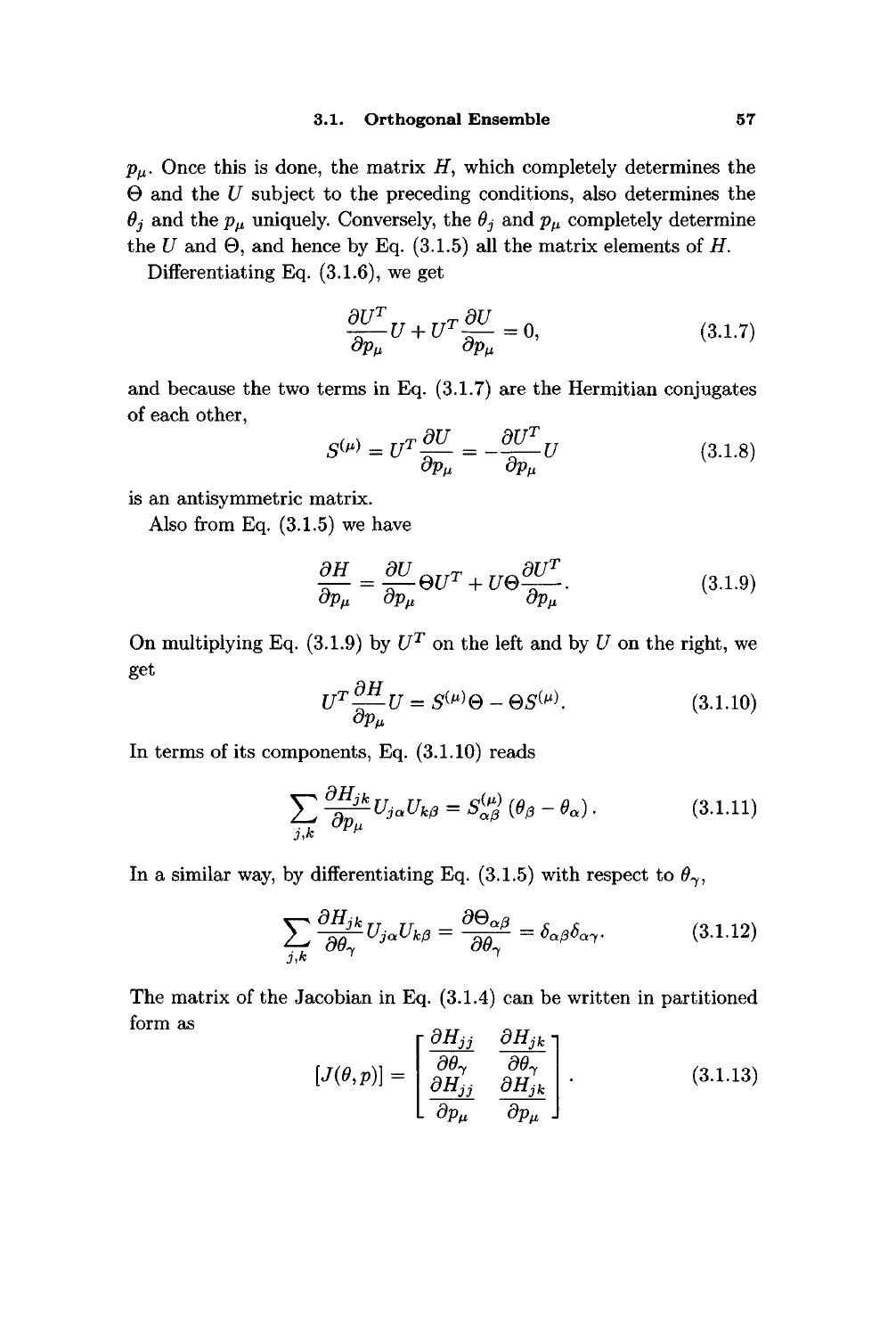$p_\mu$. Once this is done, the matrix $H$, which completely determines the $\Theta$ and the $U$ subject to the preceding conditions, also determines the $\theta_j$ and the $p_\mu$ uniquely. Conversely, the $\theta_j$ and $p_\mu$ completely determine the $U$ and $\Theta$, and hence by Eq. (3.1.5) all the matrix elements of $H$.

Differentiating Eq. (3.1.6), we get

$$\frac{\partial U^T}{\partial p_\mu} U + U^T \frac{\partial U}{\partial p_\mu} = 0, \tag{3.1.7}$$

and because the two terms in Eq. (3.1.7) are the Hermitian conjugates of each other,

$$S^{(\mu)} = U^T \frac{\partial U}{\partial p_\mu} = -\frac{\partial U^T}{\partial p_\mu} U \tag{3.1.8}$$

is an antisymmetric matrix.

Also from Eq. (3.1.5) we have

$$\frac{\partial H}{\partial p_\mu} = \frac{\partial U}{\partial p_\mu} \Theta U^T + U \Theta \frac{\partial U^T}{\partial p_\mu}. \tag{3.1.9}$$

On multiplying Eq. (3.1.9) by $U^T$ on the left and by $U$ on the right, we get

$$U^T \frac{\partial H}{\partial p_\mu} U = S^{(\mu)} \Theta - \Theta S^{(\mu)}. \tag{3.1.10}$$

In terms of its components, Eq. (3.1.10) reads

$$\sum_{j,k} \frac{\partial H_{jk}}{\partial p_\mu} U_{j\alpha} U_{k\beta} = S^{(\mu)}_{\alpha\beta} \left(\theta_\beta - \theta_\alpha\right). \tag{3.1.11}$$

In a similar way, by differentiating Eq. (3.1.5) with respect to $\theta_\gamma$,

$$\sum_{j,k} \frac{\partial H_{jk}}{\partial \theta_\gamma} U_{j\alpha} U_{k\beta} = \frac{\partial \Theta_{\alpha\beta}}{\partial \theta_\gamma} = \delta_{\alpha\beta} \delta_{\alpha\gamma}. \tag{3.1.12}$$

The matrix of the Jacobian in Eq. (3.1.4) can be written in partitioned form as

$$[J(\theta, p)] = \begin{bmatrix} \dfrac{\partial H_{jj}}{\partial \theta_\gamma} & \dfrac{\partial H_{jk}}{\partial \theta_\gamma} \\ \dfrac{\partial H_{jj}}{\partial p_\mu} & \dfrac{\partial H_{jk}}{\partial p_\mu} \end{bmatrix}. \tag{3.1.13}$$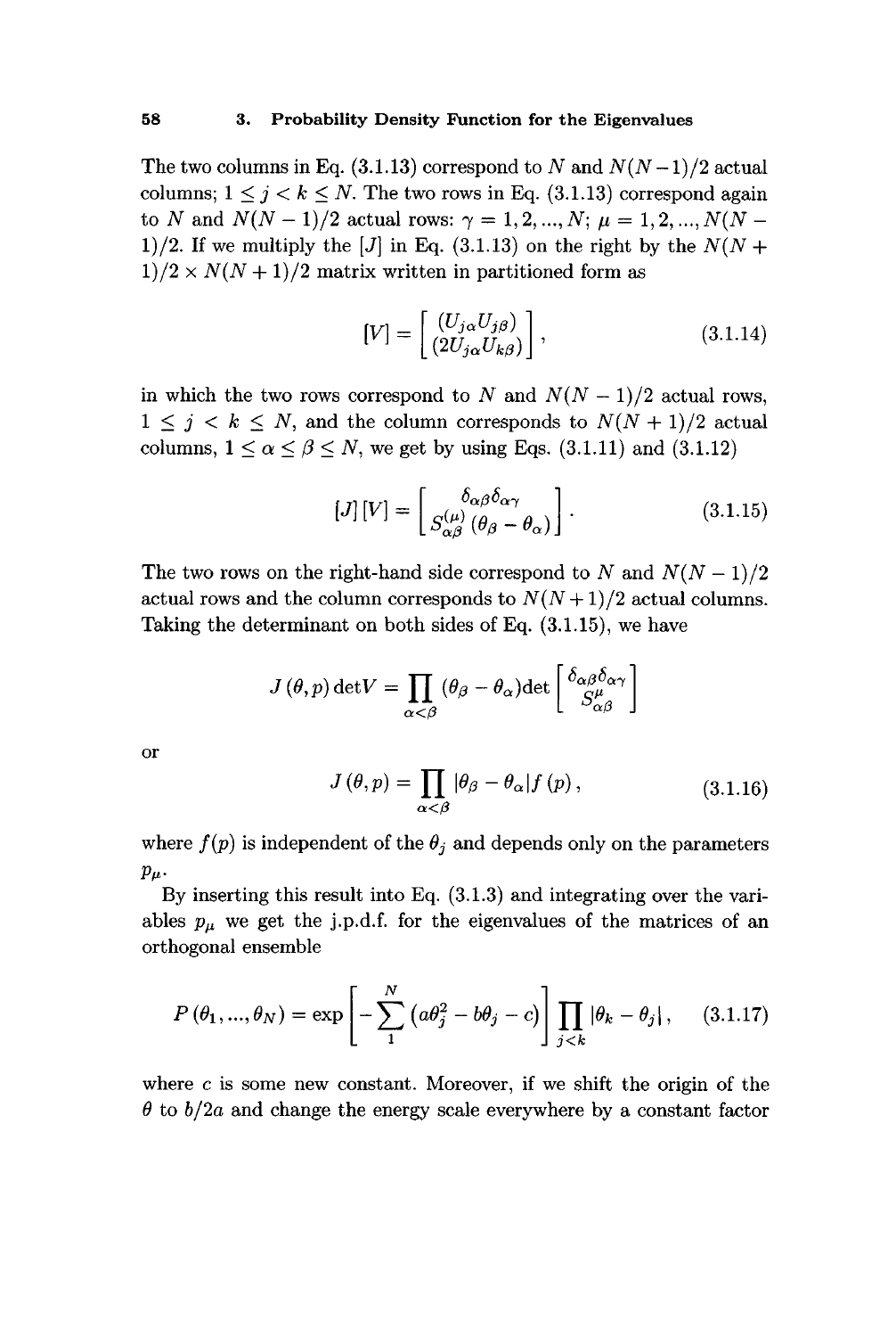The two columns in Eq. (3.1.13) correspond to $N$ and $N(N-1)/2$ actual columns; $1 \leq j < k \leq N$. The two rows in Eq. (3.1.13) correspond again to $N$ and $N(N-1)/2$ actual rows: $\gamma = 1, 2, ..., N$; $\mu = 1, 2, ..., N(N-1)/2$. If we multiply the $[J]$ in Eq. (3.1.13) on the right by the $N(N+1)/2 \times N(N+1)/2$ matrix written in partitioned form as

$$[V] = \begin{bmatrix} (U_{j\alpha} U_{j\beta}) \\ (2 U_{j\alpha} U_{k\beta}) \end{bmatrix}, \tag{3.1.14}$$

in which the two rows correspond to $N$ and $N(N-1)/2$ actual rows, $1 \leq j < k \leq N$, and the column corresponds to $N(N+1)/2$ actual columns, $1 \leq \alpha \leq \beta \leq N$, we get by using Eqs. (3.1.11) and (3.1.12)

$$[J]\,[V] = \begin{bmatrix} \delta_{\alpha\beta} \delta_{\alpha\gamma} \\ S^{(\mu)}_{\alpha\beta} \left(\theta_\beta - \theta_\alpha\right) \end{bmatrix}. \tag{3.1.15}$$

The two rows on the right-hand side correspond to $N$ and $N(N-1)/2$ actual rows and the column corresponds to $N(N+1)/2$ actual columns. Taking the determinant on both sides of Eq. (3.1.15), we have

$$J(\theta, p) \det V = \prod_{\alpha < \beta} (\theta_\beta - \theta_\alpha) \det \begin{bmatrix} \delta_{\alpha\beta} \delta_{\alpha\gamma} \\ S^{\mu}_{\alpha\beta} \end{bmatrix}$$

or

$$J(\theta, p) = \prod_{\alpha < \beta} |\theta_\beta - \theta_\alpha| f(p), \tag{3.1.16}$$

where $f(p)$ is independent of the $\theta_j$ and depends only on the parameters $p_\mu$.

By inserting this result into Eq. (3.1.3) and integrating over the variables $p_\mu$ we get the j.p.d.f. for the eigenvalues of the matrices of an orthogonal ensemble

$$P(\theta_1, ..., \theta_N) = \exp\left[ -\sum_1^N \left( a\theta_j^2 - b\theta_j - c \right) \right] \prod_{j<k} |\theta_k - \theta_j|, \tag{3.1.17}$$

where $c$ is some new constant. Moreover, if we shift the origin of the $\theta$ to $b/2a$ and change the energy scale everywhere by a constant factor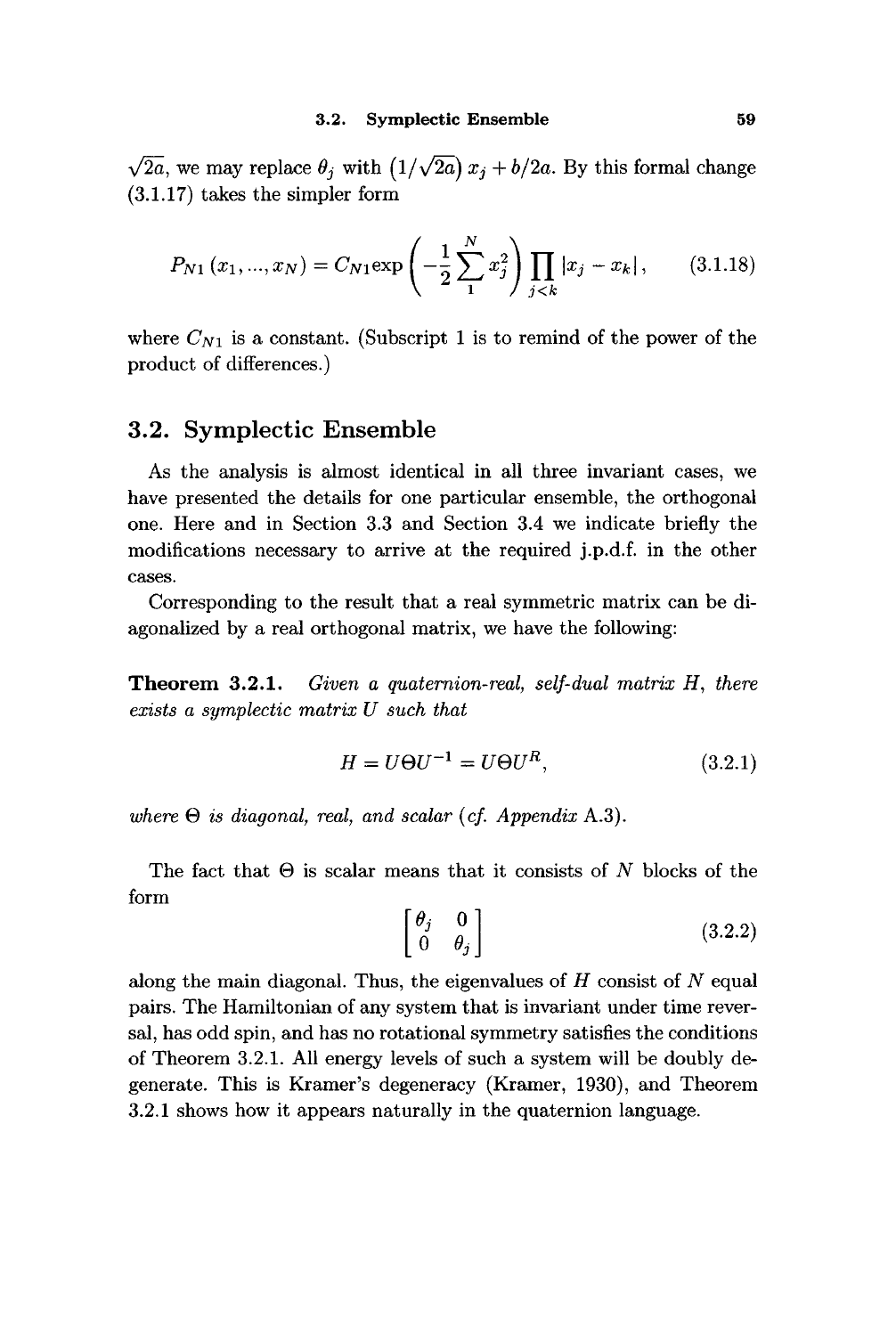$\sqrt{2a}$, we may replace $\theta_j$ with $\left(1/\sqrt{2a}\right) x_j + b/2a$. By this formal change (3.1.17) takes the simpler form

$$P_{N1}\left(x_1, ..., x_N\right) = C_{N1} \exp\left(-\frac{1}{2}\sum_1^N x_j^2\right) \prod_{j<k} |x_j - x_k|, \qquad (3.1.18)$$

where $C_{N1}$ is a constant. (Subscript 1 is to remind of the power of the product of differences.)

## 3.2. Symplectic Ensemble

As the analysis is almost identical in all three invariant cases, we have presented the details for one particular ensemble, the orthogonal one. Here and in Section 3.3 and Section 3.4 we indicate briefly the modifications necessary to arrive at the required j.p.d.f. in the other cases.

Corresponding to the result that a real symmetric matrix can be diagonalized by a real orthogonal matrix, we have the following:

**Theorem 3.2.1.** *Given a quaternion-real, self-dual matrix $H$, there exists a symplectic matrix $U$ such that*

$$H = U\Theta U^{-1} = U\Theta U^R, \qquad (3.2.1)$$

*where $\Theta$ is diagonal, real, and scalar (cf. Appendix A.3).*

The fact that $\Theta$ is scalar means that it consists of $N$ blocks of the form

$$\begin{bmatrix} \theta_j & 0 \\ 0 & \theta_j \end{bmatrix} \qquad (3.2.2)$$

along the main diagonal. Thus, the eigenvalues of $H$ consist of $N$ equal pairs. The Hamiltonian of any system that is invariant under time reversal, has odd spin, and has no rotational symmetry satisfies the conditions of Theorem 3.2.1. All energy levels of such a system will be doubly degenerate. This is Kramer's degeneracy (Kramer, 1930), and Theorem 3.2.1 shows how it appears naturally in the quaternion language.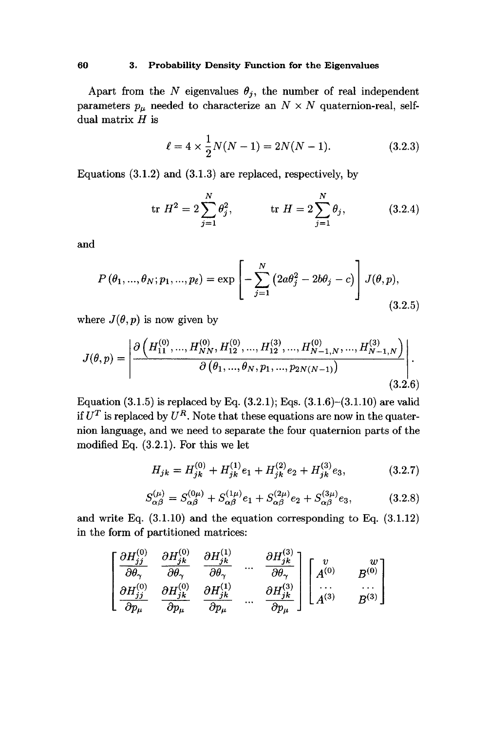Apart from the $N$ eigenvalues $\theta_j$, the number of real independent parameters $p_\mu$ needed to characterize an $N \times N$ quaternion-real, self-dual matrix $H$ is

$$\ell = 4 \times \frac{1}{2}N(N-1) = 2N(N-1). \tag{3.2.3}$$

Equations (3.1.2) and (3.1.3) are replaced, respectively, by

$$\text{tr } H^2 = 2\sum_{j=1}^{N} \theta_j^2, \qquad \text{tr } H = 2\sum_{j=1}^{N} \theta_j, \tag{3.2.4}$$

and

$$P(\theta_1, ..., \theta_N; p_1, ..., p_\ell) = \exp\left[-\sum_{j=1}^{N}\left(2a\theta_j^2 - 2b\theta_j - c\right)\right] J(\theta, p), \tag{3.2.5}$$

where $J(\theta, p)$ is now given by

$$J(\theta, p) = \left| \frac{\partial\left(H_{11}^{(0)}, ..., H_{NN}^{(0)}, H_{12}^{(0)}, ..., H_{12}^{(3)}, ..., H_{N-1,N}^{(0)}, ..., H_{N-1,N}^{(3)}\right)}{\partial\left(\theta_1, ..., \theta_N, p_1, ..., p_{2N(N-1)}\right)} \right|. \tag{3.2.6}$$

Equation (3.1.5) is replaced by Eq. (3.2.1); Eqs. (3.1.6)–(3.1.10) are valid if $U^T$ is replaced by $U^R$. Note that these equations are now in the quaternion language, and we need to separate the four quaternion parts of the modified Eq. (3.2.1). For this we let

$$H_{jk} = H_{jk}^{(0)} + H_{jk}^{(1)}e_1 + H_{jk}^{(2)}e_2 + H_{jk}^{(3)}e_3, \tag{3.2.7}$$

$$S_{\alpha\beta}^{(\mu)} = S_{\alpha\beta}^{(0\mu)} + S_{\alpha\beta}^{(1\mu)}e_1 + S_{\alpha\beta}^{(2\mu)}e_2 + S_{\alpha\beta}^{(3\mu)}e_3, \tag{3.2.8}$$

and write Eq. (3.1.10) and the equation corresponding to Eq. (3.1.12) in the form of partitioned matrices:

$$\begin{bmatrix} \dfrac{\partial H_{jj}^{(0)}}{\partial \theta_\gamma} & \dfrac{\partial H_{jk}^{(0)}}{\partial \theta_\gamma} & \dfrac{\partial H_{jk}^{(1)}}{\partial \theta_\gamma} & \cdots & \dfrac{\partial H_{jk}^{(3)}}{\partial \theta_\gamma} \\ \dfrac{\partial H_{jj}^{(0)}}{\partial p_\mu} & \dfrac{\partial H_{jk}^{(0)}}{\partial p_\mu} & \dfrac{\partial H_{jk}^{(1)}}{\partial p_\mu} & \cdots & \dfrac{\partial H_{jk}^{(3)}}{\partial p_\mu} \end{bmatrix} \begin{bmatrix} v & w \\ A^{(0)} & B^{(0)} \\ \cdots & \cdots \\ A^{(3)} & B^{(3)} \end{bmatrix}$$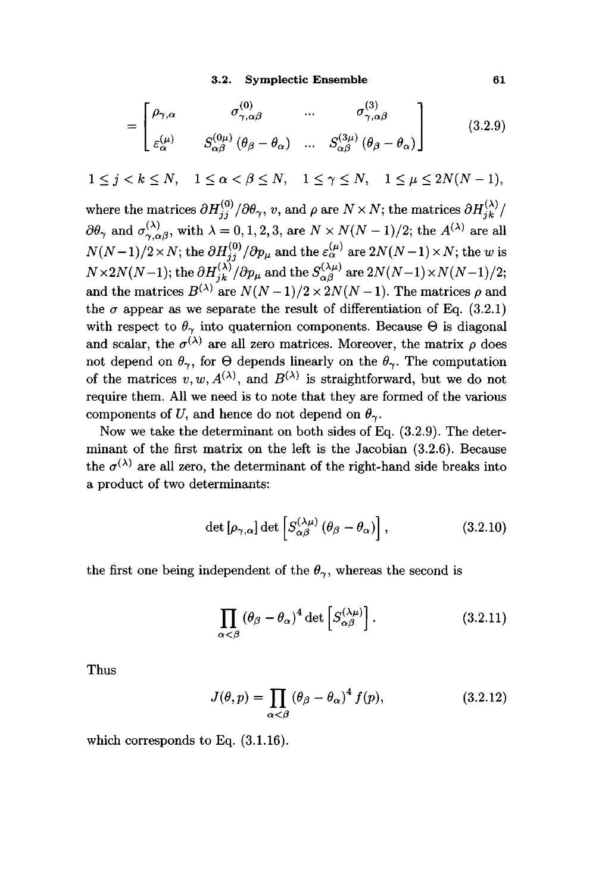$$
= \begin{bmatrix} \rho_{\gamma,\alpha} & \sigma^{(0)}_{\gamma,\alpha\beta} & \cdots & \sigma^{(3)}_{\gamma,\alpha\beta} \\ \varepsilon^{(\mu)}_{\alpha} & S^{(0\mu)}_{\alpha\beta}\left(\theta_\beta - \theta_\alpha\right) & \cdots & S^{(3\mu)}_{\alpha\beta}\left(\theta_\beta - \theta_\alpha\right) \end{bmatrix} \tag{3.2.9}
$$

$$
1 \le j < k \le N, \quad 1 \le \alpha < \beta \le N, \quad 1 \le \gamma \le N, \quad 1 \le \mu \le 2N(N-1),
$$

where the matrices $\partial H^{(0)}_{jj}/\partial\theta_\gamma$, $v$, and $\rho$ are $N \times N$; the matrices $\partial H^{(\lambda)}_{jk}/\partial\theta_\gamma$ and $\sigma^{(\lambda)}_{\gamma,\alpha\beta}$, with $\lambda = 0, 1, 2, 3$, are $N \times N(N-1)/2$; the $A^{(\lambda)}$ are all $N(N-1)/2 \times N$; the $\partial H^{(0)}_{jj}/\partial p_\mu$ and the $\varepsilon^{(\mu)}_\alpha$ are $2N(N-1) \times N$; the $w$ is $N \times 2N(N-1)$; the $\partial H^{(\lambda)}_{jk}/\partial p_\mu$ and the $S^{(\lambda\mu)}_{\alpha\beta}$ are $2N(N-1) \times N(N-1)/2$; and the matrices $B^{(\lambda)}$ are $N(N-1)/2 \times 2N(N-1)$. The matrices $\rho$ and the $\sigma$ appear as we separate the result of differentiation of Eq. (3.2.1) with respect to $\theta_\gamma$ into quaternion components. Because $\Theta$ is diagonal and scalar, the $\sigma^{(\lambda)}$ are all zero matrices. Moreover, the matrix $\rho$ does not depend on $\theta_\gamma$, for $\Theta$ depends linearly on the $\theta_\gamma$. The computation of the matrices $v, w, A^{(\lambda)}$, and $B^{(\lambda)}$ is straightforward, but we do not require them. All we need is to note that they are formed of the various components of $U$, and hence do not depend on $\theta_\gamma$.

Now we take the determinant on both sides of Eq. (3.2.9). The determinant of the first matrix on the left is the Jacobian (3.2.6). Because the $\sigma^{(\lambda)}$ are all zero, the determinant of the right-hand side breaks into a product of two determinants:

$$
\det\left[\rho_{\gamma,\alpha}\right] \det\left[S^{(\lambda\mu)}_{\alpha\beta}\left(\theta_\beta - \theta_\alpha\right)\right], \tag{3.2.10}
$$

the first one being independent of the $\theta_\gamma$, whereas the second is

$$
\prod_{\alpha<\beta} \left(\theta_\beta - \theta_\alpha\right)^4 \det\left[S^{(\lambda\mu)}_{\alpha\beta}\right]. \tag{3.2.11}
$$

Thus

$$
J(\theta, p) = \prod_{\alpha<\beta} \left(\theta_\beta - \theta_\alpha\right)^4 f(p), \tag{3.2.12}
$$

which corresponds to Eq. (3.1.16).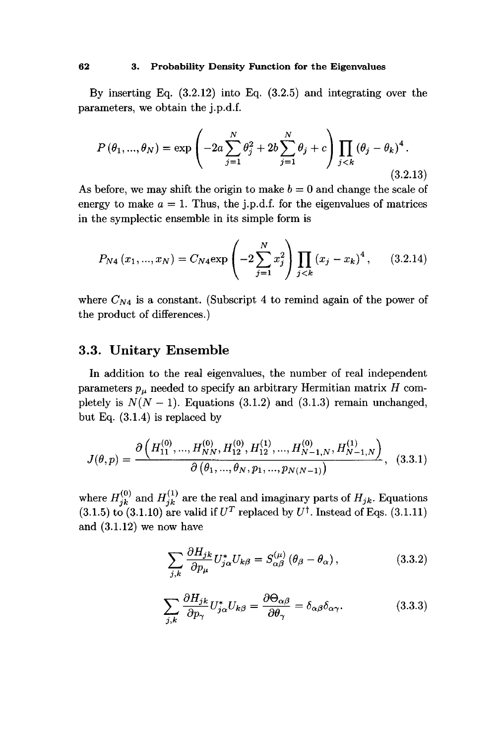By inserting Eq. (3.2.12) into Eq. (3.2.5) and integrating over the parameters, we obtain the j.p.d.f.

$$P(\theta_1, ..., \theta_N) = \exp\left(-2a\sum_{j=1}^{N}\theta_j^2 + 2b\sum_{j=1}^{N}\theta_j + c\right)\prod_{j<k}(\theta_j - \theta_k)^4. \tag{3.2.13}$$

As before, we may shift the origin to make $b = 0$ and change the scale of energy to make $a = 1$. Thus, the j.p.d.f. for the eigenvalues of matrices in the symplectic ensemble in its simple form is

$$P_{N4}(x_1, ..., x_N) = C_{N4}\exp\left(-2\sum_{j=1}^{N}x_j^2\right)\prod_{j<k}(x_j - x_k)^4, \tag{3.2.14}$$

where $C_{N4}$ is a constant. (Subscript 4 to remind again of the power of the product of differences.)

## 3.3. Unitary Ensemble

In addition to the real eigenvalues, the number of real independent parameters $p_\mu$ needed to specify an arbitrary Hermitian matrix $H$ completely is $N(N-1)$. Equations (3.1.2) and (3.1.3) remain unchanged, but Eq. (3.1.4) is replaced by

$$J(\theta, p) = \frac{\partial\left(H_{11}^{(0)}, ..., H_{NN}^{(0)}, H_{12}^{(0)}, H_{12}^{(1)}, ..., H_{N-1,N}^{(0)}, H_{N-1,N}^{(1)}\right)}{\partial\left(\theta_1, ..., \theta_N, p_1, ..., p_{N(N-1)}\right)}, \tag{3.3.1}$$

where $H_{jk}^{(0)}$ and $H_{jk}^{(1)}$ are the real and imaginary parts of $H_{jk}$. Equations (3.1.5) to (3.1.10) are valid if $U^T$ replaced by $U^\dagger$. Instead of Eqs. (3.1.11) and (3.1.12) we now have

$$\sum_{j,k}\frac{\partial H_{jk}}{\partial p_\mu}U_{j\alpha}^* U_{k\beta} = S_{\alpha\beta}^{(\mu)}(\theta_\beta - \theta_\alpha), \tag{3.3.2}$$

$$\sum_{j,k}\frac{\partial H_{jk}}{\partial p_\gamma}U_{j\alpha}^* U_{k\beta} = \frac{\partial \Theta_{\alpha\beta}}{\partial \theta_\gamma} = \delta_{\alpha\beta}\delta_{\alpha\gamma}. \tag{3.3.3}$$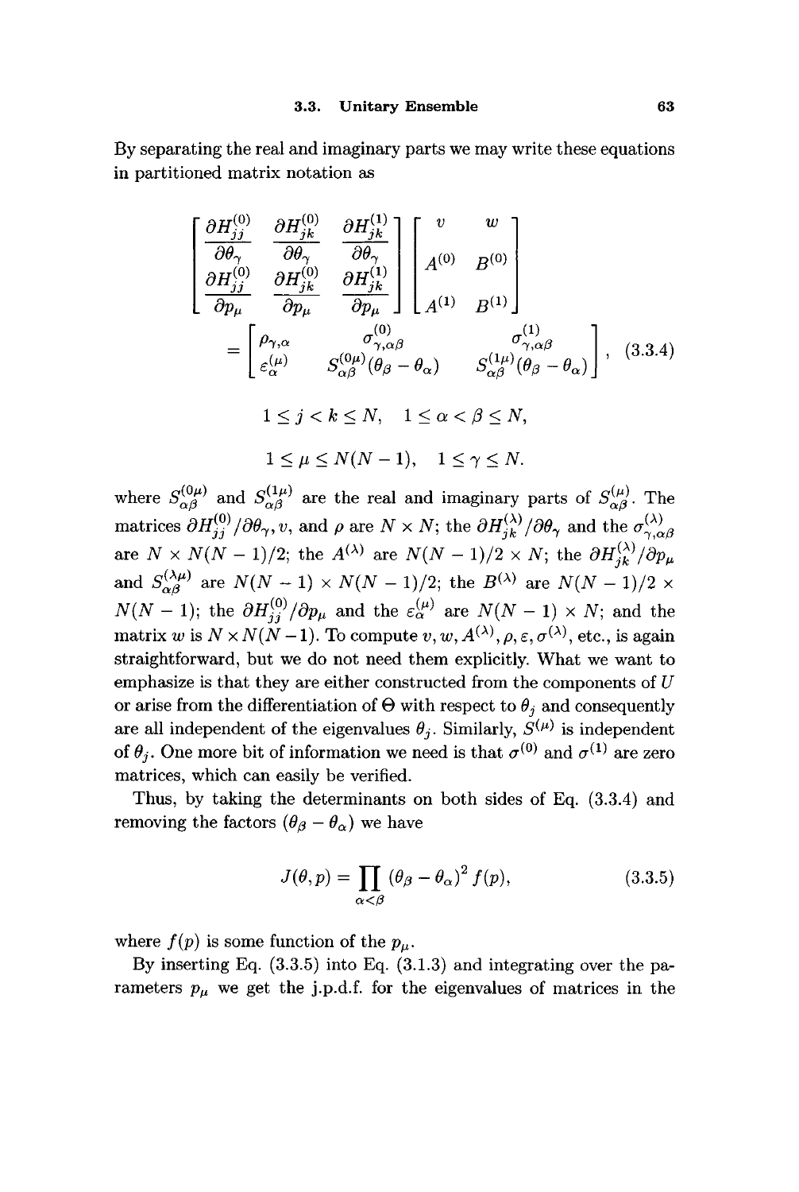By separating the real and imaginary parts we may write these equations in partitioned matrix notation as

$$
\begin{bmatrix}
\dfrac{\partial H_{jj}^{(0)}}{\partial \theta_\gamma} & \dfrac{\partial H_{jk}^{(0)}}{\partial \theta_\gamma} & \dfrac{\partial H_{jk}^{(1)}}{\partial \theta_\gamma} \\[2ex]
\dfrac{\partial H_{jj}^{(0)}}{\partial p_\mu} & \dfrac{\partial H_{jk}^{(0)}}{\partial p_\mu} & \dfrac{\partial H_{jk}^{(1)}}{\partial p_\mu}
\end{bmatrix}
\begin{bmatrix}
v & w \\
A^{(0)} & B^{(0)} \\
A^{(1)} & B^{(1)}
\end{bmatrix}
$$

$$
= \begin{bmatrix}
\rho_{\gamma,\alpha} & \sigma_{\gamma,\alpha\beta}^{(0)} & \sigma_{\gamma,\alpha\beta}^{(1)} \\
\varepsilon_\alpha^{(\mu)} & S_{\alpha\beta}^{(0\mu)}(\theta_\beta - \theta_\alpha) & S_{\alpha\beta}^{(1\mu)}(\theta_\beta - \theta_\alpha)
\end{bmatrix}, \quad (3.3.4)
$$

$$
1 \le j < k \le N, \quad 1 \le \alpha < \beta \le N,
$$

$$
1 \le \mu \le N(N-1), \quad 1 \le \gamma \le N.
$$

where $S_{\alpha\beta}^{(0\mu)}$ and $S_{\alpha\beta}^{(1\mu)}$ are the real and imaginary parts of $S_{\alpha\beta}^{(\mu)}$. The matrices $\partial H_{jj}^{(0)}/\partial\theta_\gamma, v$, and $\rho$ are $N \times N$; the $\partial H_{jk}^{(\lambda)}/\partial\theta_\gamma$ and the $\sigma_{\gamma,\alpha\beta}^{(\lambda)}$ are $N \times N(N-1)/2$; the $A^{(\lambda)}$ are $N(N-1)/2 \times N$; the $\partial H_{jk}^{(\lambda)}/\partial p_\mu$ and $S_{\alpha\beta}^{(\lambda\mu)}$ are $N(N-1) \times N(N-1)/2$; the $B^{(\lambda)}$ are $N(N-1)/2 \times N(N-1)$; the $\partial H_{jj}^{(0)}/\partial p_\mu$ and the $\varepsilon_\alpha^{(\mu)}$ are $N(N-1) \times N$; and the matrix $w$ is $N \times N(N-1)$. To compute $v, w, A^{(\lambda)}, \rho, \varepsilon, \sigma^{(\lambda)}$, etc., is again straightforward, but we do not need them explicitly. What we want to emphasize is that they are either constructed from the components of $U$ or arise from the differentiation of $\Theta$ with respect to $\theta_j$ and consequently are all independent of the eigenvalues $\theta_j$. Similarly, $S^{(\mu)}$ is independent of $\theta_j$. One more bit of information we need is that $\sigma^{(0)}$ and $\sigma^{(1)}$ are zero matrices, which can easily be verified.

Thus, by taking the determinants on both sides of Eq. (3.3.4) and removing the factors $(\theta_\beta - \theta_\alpha)$ we have

$$
J(\theta, p) = \prod_{\alpha<\beta} (\theta_\beta - \theta_\alpha)^2 f(p), \quad (3.3.5)
$$

where $f(p)$ is some function of the $p_\mu$.

By inserting Eq. (3.3.5) into Eq. (3.1.3) and integrating over the parameters $p_\mu$ we get the j.p.d.f. for the eigenvalues of matrices in the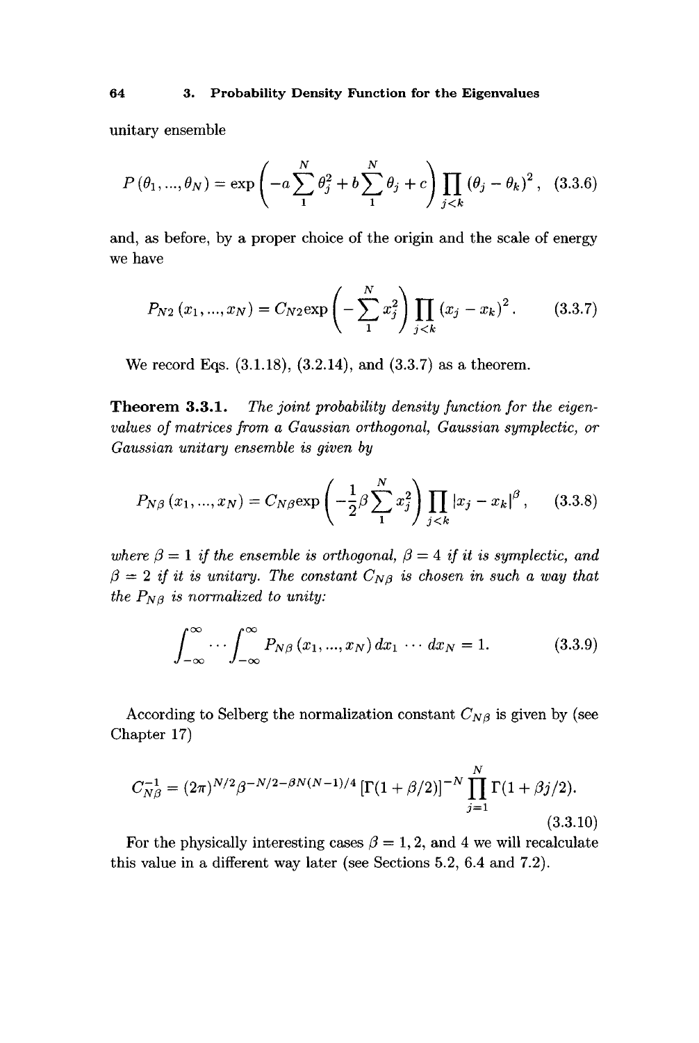unitary ensemble

$$P(\theta_1, ..., \theta_N) = \exp\left(-a\sum_1^N \theta_j^2 + b\sum_1^N \theta_j + c\right)\prod_{j<k}(\theta_j - \theta_k)^2, \quad (3.3.6)$$

and, as before, by a proper choice of the origin and the scale of energy we have

$$P_{N2}(x_1, ..., x_N) = C_{N2}\exp\left(-\sum_1^N x_j^2\right)\prod_{j<k}(x_j - x_k)^2. \quad (3.3.7)$$

We record Eqs. (3.1.18), (3.2.14), and (3.3.7) as a theorem.

**Theorem 3.3.1.** *The joint probability density function for the eigenvalues of matrices from a Gaussian orthogonal, Gaussian symplectic, or Gaussian unitary ensemble is given by*

$$P_{N\beta}(x_1, ..., x_N) = C_{N\beta}\exp\left(-\frac{1}{2}\beta\sum_1^N x_j^2\right)\prod_{j<k}|x_j - x_k|^\beta, \quad (3.3.8)$$

*where $\beta = 1$ if the ensemble is orthogonal, $\beta = 4$ if it is symplectic, and $\beta = 2$ if it is unitary. The constant $C_{N\beta}$ is chosen in such a way that the $P_{N\beta}$ is normalized to unity:*

$$\int_{-\infty}^{\infty} \cdots \int_{-\infty}^{\infty} P_{N\beta}(x_1, ..., x_N)\, dx_1 \cdots dx_N = 1. \quad (3.3.9)$$

According to Selberg the normalization constant $C_{N\beta}$ is given by (see Chapter 17)

$$C_{N\beta}^{-1} = (2\pi)^{N/2}\beta^{-N/2-\beta N(N-1)/4}\left[\Gamma(1+\beta/2)\right]^{-N}\prod_{j=1}^N \Gamma(1+\beta j/2). \quad (3.3.10)$$

For the physically interesting cases $\beta = 1, 2$, and $4$ we will recalculate this value in a different way later (see Sections 5.2, 6.4 and 7.2).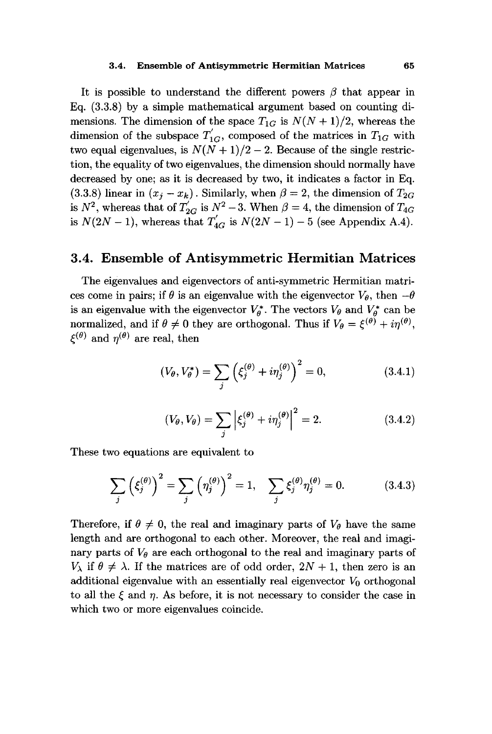It is possible to understand the different powers $\beta$ that appear in Eq. (3.3.8) by a simple mathematical argument based on counting dimensions. The dimension of the space $T_{1G}$ is $N(N+1)/2$, whereas the dimension of the subspace $T'_{1G}$, composed of the matrices in $T_{1G}$ with two equal eigenvalues, is $N(N+1)/2 - 2$. Because of the single restriction, the equality of two eigenvalues, the dimension should normally have decreased by one; as it is decreased by two, it indicates a factor in Eq. (3.3.8) linear in $(x_j - x_k)$. Similarly, when $\beta = 2$, the dimension of $T_{2G}$ is $N^2$, whereas that of $T'_{2G}$ is $N^2 - 3$. When $\beta = 4$, the dimension of $T_{4G}$ is $N(2N-1)$, whereas that $T'_{4G}$ is $N(2N-1) - 5$ (see Appendix A.4).

## 3.4. Ensemble of Antisymmetric Hermitian Matrices

The eigenvalues and eigenvectors of anti-symmetric Hermitian matrices come in pairs; if $\theta$ is an eigenvalue with the eigenvector $V_\theta$, then $-\theta$ is an eigenvalue with the eigenvector $V_\theta^*$. The vectors $V_\theta$ and $V_\theta^*$ can be normalized, and if $\theta \neq 0$ they are orthogonal. Thus if $V_\theta = \xi^{(\theta)} + i\eta^{(\theta)}$, $\xi^{(\theta)}$ and $\eta^{(\theta)}$ are real, then

$$(V_\theta, V_\theta^*) = \sum_j \left(\xi_j^{(\theta)} + i\eta_j^{(\theta)}\right)^2 = 0, \tag{3.4.1}$$

$$(V_\theta, V_\theta) = \sum_j \left|\xi_j^{(\theta)} + i\eta_j^{(\theta)}\right|^2 = 2. \tag{3.4.2}$$

These two equations are equivalent to

$$\sum_j \left(\xi_j^{(\theta)}\right)^2 = \sum_j \left(\eta_j^{(\theta)}\right)^2 = 1, \quad \sum_j \xi_j^{(\theta)}\eta_j^{(\theta)} = 0. \tag{3.4.3}$$

Therefore, if $\theta \neq 0$, the real and imaginary parts of $V_\theta$ have the same length and are orthogonal to each other. Moreover, the real and imaginary parts of $V_\theta$ are each orthogonal to the real and imaginary parts of $V_\lambda$ if $\theta \neq \lambda$. If the matrices are of odd order, $2N+1$, then zero is an additional eigenvalue with an essentially real eigenvector $V_0$ orthogonal to all the $\xi$ and $\eta$. As before, it is not necessary to consider the case in which two or more eigenvalues coincide.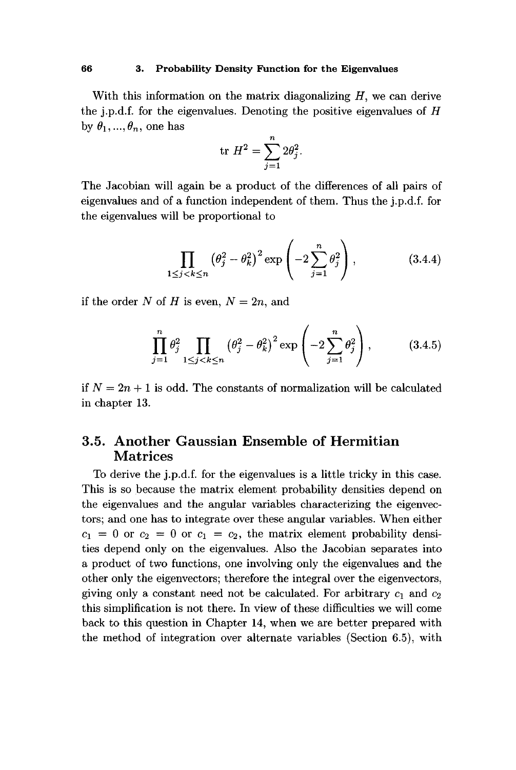With this information on the matrix diagonalizing $H$, we can derive the j.p.d.f. for the eigenvalues. Denoting the positive eigenvalues of $H$ by $\theta_1, ..., \theta_n$, one has

$$\text{tr } H^2 = \sum_{j=1}^{n} 2\theta_j^2.$$

The Jacobian will again be a product of the differences of all pairs of eigenvalues and of a function independent of them. Thus the j.p.d.f. for the eigenvalues will be proportional to

$$\prod_{1 \leq j < k \leq n} \left(\theta_j^2 - \theta_k^2\right)^2 \exp\left(-2\sum_{j=1}^{n} \theta_j^2\right), \tag{3.4.4}$$

if the order $N$ of $H$ is even, $N = 2n$, and

$$\prod_{j=1}^{n} \theta_j^2 \prod_{1 \leq j < k \leq n} \left(\theta_j^2 - \theta_k^2\right)^2 \exp\left(-2\sum_{j=1}^{n} \theta_j^2\right), \tag{3.4.5}$$

if $N = 2n + 1$ is odd. The constants of normalization will be calculated in chapter 13.

## 3.5. Another Gaussian Ensemble of Hermitian Matrices

To derive the j.p.d.f. for the eigenvalues is a little tricky in this case. This is so because the matrix element probability densities depend on the eigenvalues and the angular variables characterizing the eigenvectors; and one has to integrate over these angular variables. When either $c_1 = 0$ or $c_2 = 0$ or $c_1 = c_2$, the matrix element probability densities depend only on the eigenvalues. Also the Jacobian separates into a product of two functions, one involving only the eigenvalues and the other only the eigenvectors; therefore the integral over the eigenvectors, giving only a constant need not be calculated. For arbitrary $c_1$ and $c_2$ this simplification is not there. In view of these difficulties we will come back to this question in Chapter 14, when we are better prepared with the method of integration over alternate variables (Section 6.5), with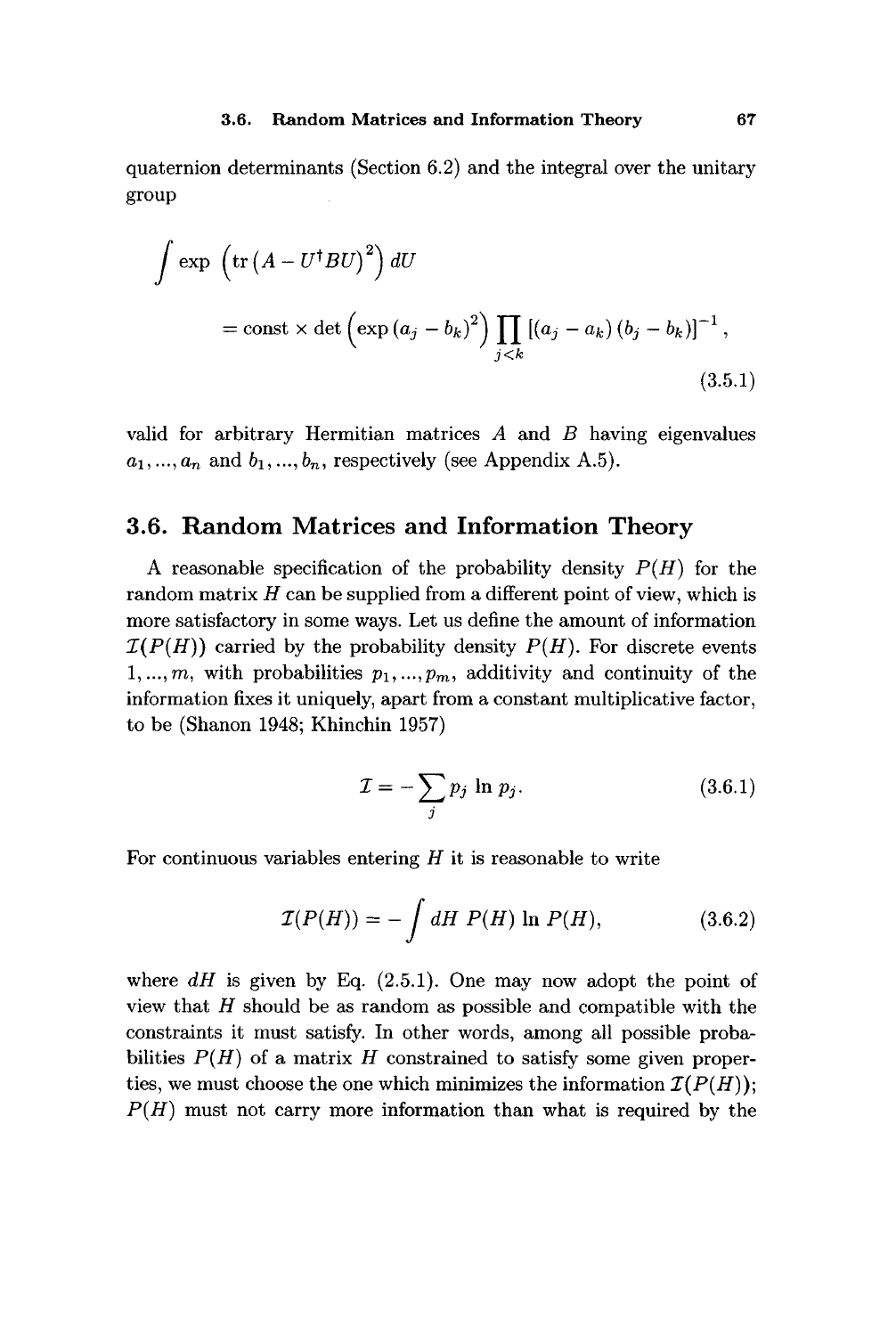quaternion determinants (Section 6.2) and the integral over the unitary group

$$\int \exp\left(\operatorname{tr}\left(A - U^{\dagger}BU\right)^{2}\right) dU$$

$$= \text{const} \times \det\left(\exp\left(a_j - b_k\right)^{2}\right) \prod_{j<k} \left[\left(a_j - a_k\right)\left(b_j - b_k\right)\right]^{-1}, \tag{3.5.1}$$

valid for arbitrary Hermitian matrices $A$ and $B$ having eigenvalues $a_1, ..., a_n$ and $b_1, ..., b_n$, respectively (see Appendix A.5).

## 3.6. Random Matrices and Information Theory

A reasonable specification of the probability density $P(H)$ for the random matrix $H$ can be supplied from a different point of view, which is more satisfactory in some ways. Let us define the amount of information $\mathcal{I}(P(H))$ carried by the probability density $P(H)$. For discrete events $1, ..., m$, with probabilities $p_1, ..., p_m$, additivity and continuity of the information fixes it uniquely, apart from a constant multiplicative factor, to be (Shanon 1948; Khinchin 1957)

$$\mathcal{I} = -\sum_{j} p_j \ln p_j. \tag{3.6.1}$$

For continuous variables entering $H$ it is reasonable to write

$$\mathcal{I}(P(H)) = -\int dH\, P(H) \ln P(H), \tag{3.6.2}$$

where $dH$ is given by Eq. (2.5.1). One may now adopt the point of view that $H$ should be as random as possible and compatible with the constraints it must satisfy. In other words, among all possible probabilities $P(H)$ of a matrix $H$ constrained to satisfy some given properties, we must choose the one which minimizes the information $\mathcal{I}(P(H))$; $P(H)$ must not carry more information than what is required by the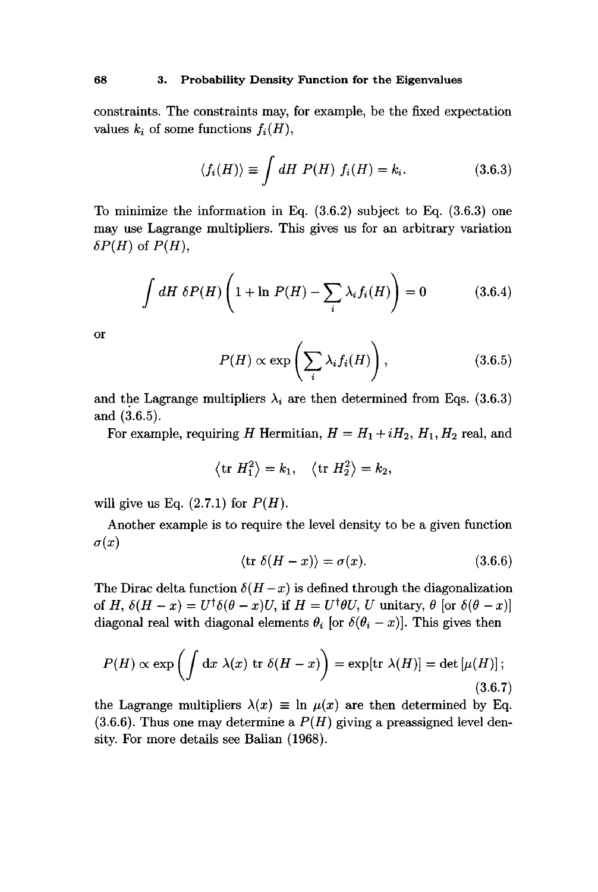constraints. The constraints may, for example, be the fixed expectation values $k_i$ of some functions $f_i(H)$,

$$\langle f_i(H) \rangle \equiv \int dH \; P(H) \; f_i(H) = k_i. \tag{3.6.3}$$

To minimize the information in Eq. (3.6.2) subject to Eq. (3.6.3) one may use Lagrange multipliers. This gives us for an arbitrary variation $\delta P(H)$ of $P(H)$,

$$\int dH \; \delta P(H) \left( 1 + \ln P(H) - \sum_i \lambda_i f_i(H) \right) = 0 \tag{3.6.4}$$

or

$$P(H) \propto \exp\left( \sum_i \lambda_i f_i(H) \right), \tag{3.6.5}$$

and the Lagrange multipliers $\lambda_i$ are then determined from Eqs. (3.6.3) and (3.6.5).

For example, requiring $H$ Hermitian, $H = H_1 + iH_2$, $H_1, H_2$ real, and

$$\langle \text{tr } H_1^2 \rangle = k_1, \quad \langle \text{tr } H_2^2 \rangle = k_2,$$

will give us Eq. (2.7.1) for $P(H)$.

Another example is to require the level density to be a given function $\sigma(x)$

$$\langle \text{tr } \delta(H - x) \rangle = \sigma(x). \tag{3.6.6}$$

The Dirac delta function $\delta(H - x)$ is defined through the diagonalization of $H$, $\delta(H - x) = U^\dagger \delta(\theta - x) U$, if $H = U^\dagger \theta U$, $U$ unitary, $\theta$ [or $\delta(\theta - x)$] diagonal real with diagonal elements $\theta_i$ [or $\delta(\theta_i - x)$]. This gives then

$$P(H) \propto \exp\left( \int dx \; \lambda(x) \; \text{tr } \delta(H - x) \right) = \exp[\text{tr } \lambda(H)] = \det[\mu(H)]; \tag{3.6.7}$$

the Lagrange multipliers $\lambda(x) \equiv \ln \mu(x)$ are then determined by Eq. (3.6.6). Thus one may determine a $P(H)$ giving a preassigned level density. For more details see Balian (1968).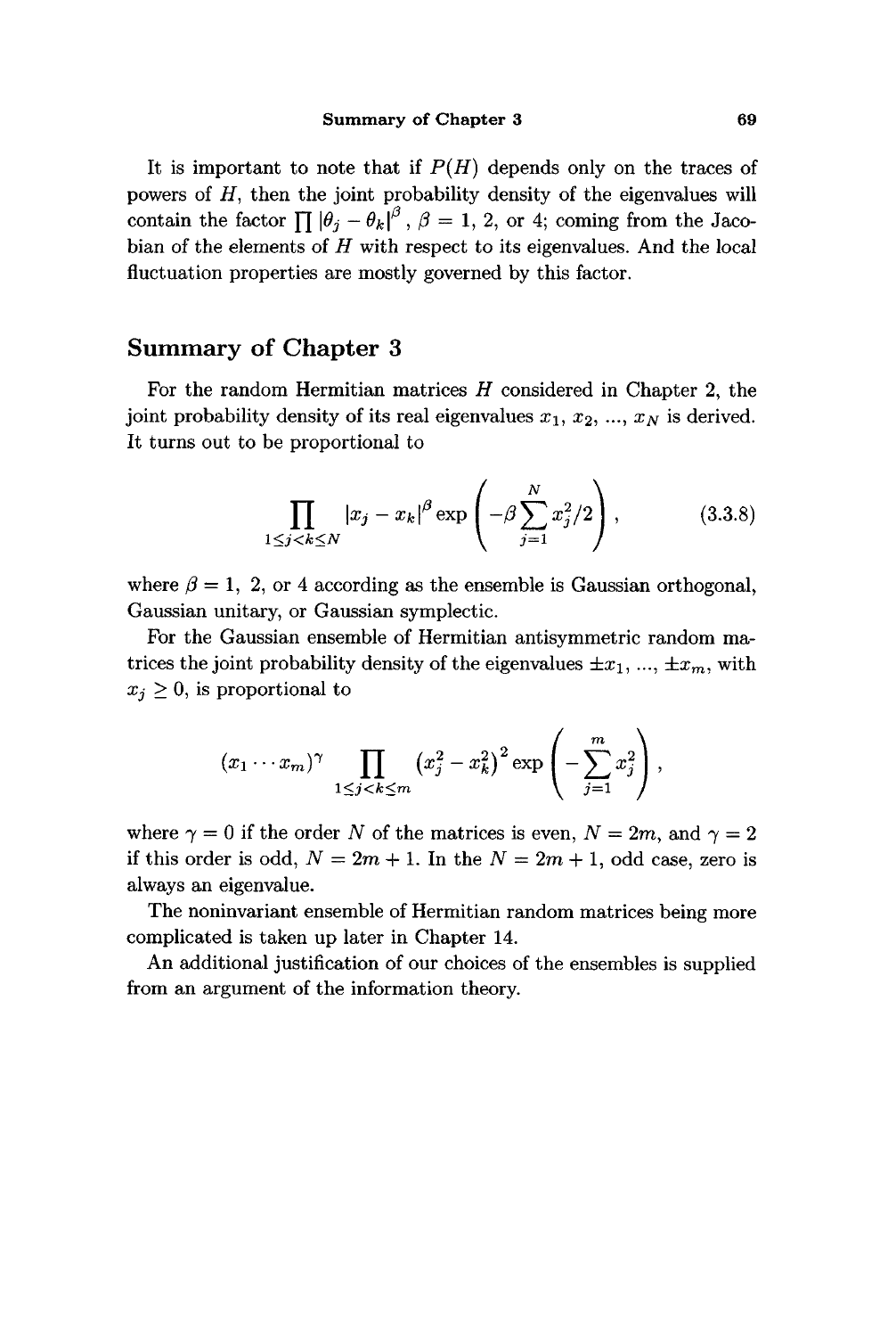It is important to note that if $P(H)$ depends only on the traces of powers of $H$, then the joint probability density of the eigenvalues will contain the factor $\prod |\theta_j - \theta_k|^\beta$, $\beta = 1$, 2, or 4; coming from the Jacobian of the elements of $H$ with respect to its eigenvalues. And the local fluctuation properties are mostly governed by this factor.

## Summary of Chapter 3

For the random Hermitian matrices $H$ considered in Chapter 2, the joint probability density of its real eigenvalues $x_1$, $x_2$, ..., $x_N$ is derived. It turns out to be proportional to

$$\prod_{1 \le j < k \le N} |x_j - x_k|^\beta \exp\left(-\beta \sum_{j=1}^{N} x_j^2/2\right), \tag{3.3.8}$$

where $\beta = 1$, 2, or 4 according as the ensemble is Gaussian orthogonal, Gaussian unitary, or Gaussian symplectic.

For the Gaussian ensemble of Hermitian antisymmetric random matrices the joint probability density of the eigenvalues $\pm x_1$, ..., $\pm x_m$, with $x_j \ge 0$, is proportional to

$$(x_1 \cdots x_m)^\gamma \prod_{1 \le j < k \le m} \left(x_j^2 - x_k^2\right)^2 \exp\left(-\sum_{j=1}^{m} x_j^2\right),$$

where $\gamma = 0$ if the order $N$ of the matrices is even, $N = 2m$, and $\gamma = 2$ if this order is odd, $N = 2m + 1$. In the $N = 2m + 1$, odd case, zero is always an eigenvalue.

The noninvariant ensemble of Hermitian random matrices being more complicated is taken up later in Chapter 14.

An additional justification of our choices of the ensembles is supplied from an argument of the information theory.